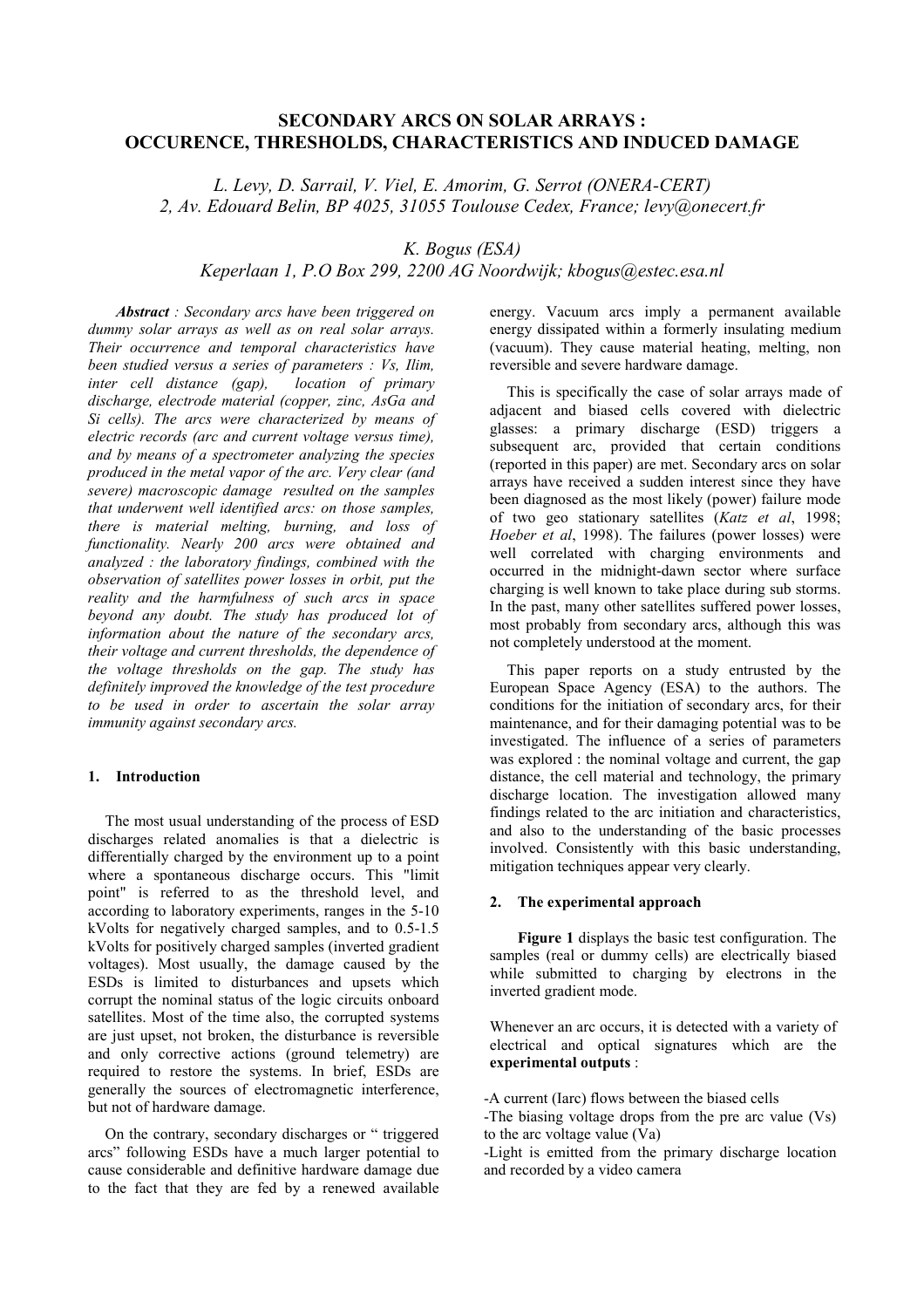# SECONDARY ARCS ON SOLAR ARRAYS : OCCURENCE, THRESHOLDS, CHARACTERISTICS AND INDUCED DAMAGE

*L. Levy, D. Sarrail, V. Viel, E. Amorim, G. Serrot (ONERA-CERT)*
*2, Av. Edouard Belin, BP 4025, 31055 Toulouse Cedex, France; levy@onecert.fr*

*K. Bogus (ESA)*
*Keperlaan 1, P.O Box 299, 2200 AG Noordwijk; kbogus@estec.esa.nl*

***Abstract*** *: Secondary arcs have been triggered on dummy solar arrays as well as on real solar arrays. Their occurrence and temporal characteristics have been studied versus a series of parameters : Vs, Ilim, inter cell distance (gap), location of primary discharge, electrode material (copper, zinc, AsGa and Si cells). The arcs were characterized by means of electric records (arc and current voltage versus time), and by means of a spectrometer analyzing the species produced in the metal vapor of the arc. Very clear (and severe) macroscopic damage resulted on the samples that underwent well identified arcs: on those samples, there is material melting, burning, and loss of functionality. Nearly 200 arcs were obtained and analyzed : the laboratory findings, combined with the observation of satellites power losses in orbit, put the reality and the harmfulness of such arcs in space beyond any doubt. The study has produced lot of information about the nature of the secondary arcs, their voltage and current thresholds, the dependence of the voltage thresholds on the gap. The study has definitely improved the knowledge of the test procedure to be used in order to ascertain the solar array immunity against secondary arcs.*

## 1. Introduction

The most usual understanding of the process of ESD discharges related anomalies is that a dielectric is differentially charged by the environment up to a point where a spontaneous discharge occurs. This "limit point" is referred to as the threshold level, and according to laboratory experiments, ranges in the 5-10 kVolts for negatively charged samples, and to 0.5-1.5 kVolts for positively charged samples (inverted gradient voltages). Most usually, the damage caused by the ESDs is limited to disturbances and upsets which corrupt the nominal status of the logic circuits onboard satellites. Most of the time also, the corrupted systems are just upset, not broken, the disturbance is reversible and only corrective actions (ground telemetry) are required to restore the systems. In brief, ESDs are generally the sources of electromagnetic interference, but not of hardware damage.

On the contrary, secondary discharges or " triggered arcs" following ESDs have a much larger potential to cause considerable and definitive hardware damage due to the fact that they are fed by a renewed available energy. Vacuum arcs imply a permanent available energy dissipated within a formerly insulating medium (vacuum). They cause material heating, melting, non reversible and severe hardware damage.

This is specifically the case of solar arrays made of adjacent and biased cells covered with dielectric glasses: a primary discharge (ESD) triggers a subsequent arc, provided that certain conditions (reported in this paper) are met. Secondary arcs on solar arrays have received a sudden interest since they have been diagnosed as the most likely (power) failure mode of two geo stationary satellites (*Katz et al*, 1998; *Hoeber et al*, 1998). The failures (power losses) were well correlated with charging environments and occurred in the midnight-dawn sector where surface charging is well known to take place during sub storms. In the past, many other satellites suffered power losses, most probably from secondary arcs, although this was not completely understood at the moment.

This paper reports on a study entrusted by the European Space Agency (ESA) to the authors. The conditions for the initiation of secondary arcs, for their maintenance, and for their damaging potential was to be investigated. The influence of a series of parameters was explored : the nominal voltage and current, the gap distance, the cell material and technology, the primary discharge location. The investigation allowed many findings related to the arc initiation and characteristics, and also to the understanding of the basic processes involved. Consistently with this basic understanding, mitigation techniques appear very clearly.

## 2. The experimental approach

**Figure 1** displays the basic test configuration. The samples (real or dummy cells) are electrically biased while submitted to charging by electrons in the inverted gradient mode.

Whenever an arc occurs, it is detected with a variety of electrical and optical signatures which are the **experimental outputs** :

- A current (Iarc) flows between the biased cells
- The biasing voltage drops from the pre arc value (Vs) to the arc voltage value (Va)
- Light is emitted from the primary discharge location and recorded by a video camera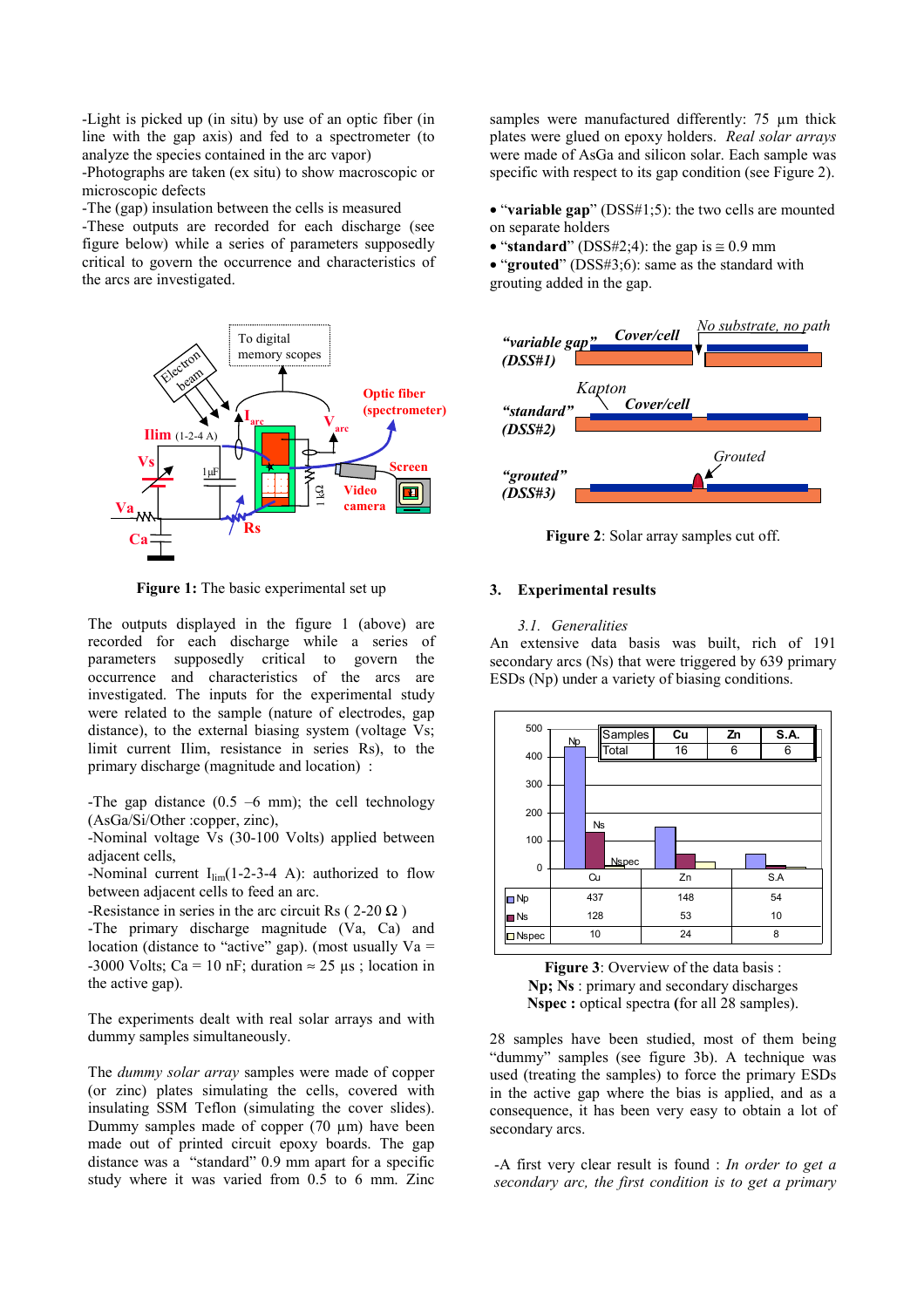-Light is picked up (in situ) by use of an optic fiber (in line with the gap axis) and fed to a spectrometer (to analyze the species contained in the arc vapor)
-Photographs are taken (ex situ) to show macroscopic or microscopic defects
-The (gap) insulation between the cells is measured
-These outputs are recorded for each discharge (see figure below) while a series of parameters supposedly critical to govern the occurrence and characteristics of the arcs are investigated.

**Figure 1:** The basic experimental set up

The outputs displayed in the figure 1 (above) are recorded for each discharge while a series of parameters supposedly critical to govern the occurrence and characteristics of the arcs are investigated. The inputs for the experimental study were related to the sample (nature of electrodes, gap distance), to the external biasing system (voltage Vs; limit current Ilim, resistance in series Rs), to the primary discharge (magnitude and location) :

-The gap distance (0.5 –6 mm); the cell technology (AsGa/Si/Other :copper, zinc),
-Nominal voltage Vs (30-100 Volts) applied between adjacent cells,
-Nominal current $I_{lim}$(1-2-3-4 A): authorized to flow between adjacent cells to feed an arc.
-Resistance in series in the arc circuit Rs ( 2-20 Ω )
-The primary discharge magnitude (Va, Ca) and location (distance to "active" gap). (most usually Va = -3000 Volts; Ca = 10 nF; duration ≈ 25 µs ; location in the active gap).

The experiments dealt with real solar arrays and with dummy samples simultaneously.

The *dummy solar array* samples were made of copper (or zinc) plates simulating the cells, covered with insulating SSM Teflon (simulating the cover slides). Dummy samples made of copper (70 µm) have been made out of printed circuit epoxy boards. The gap distance was a "standard" 0.9 mm apart for a specific study where it was varied from 0.5 to 6 mm. Zinc samples were manufactured differently: 75 µm thick plates were glued on epoxy holders. *Real solar arrays* were made of AsGa and silicon solar. Each sample was specific with respect to its gap condition (see Figure 2).

- "**variable gap**" (DSS#1;5): the two cells are mounted on separate holders
- "**standard**" (DSS#2;4): the gap is ≅ 0.9 mm
- "**grouted**" (DSS#3;6): same as the standard with grouting added in the gap.

**Figure 2**: Solar array samples cut off.

## 3. Experimental results

### *3.1. Generalities*

An extensive data basis was built, rich of 191 secondary arcs (Ns) that were triggered by 639 primary ESDs (Np) under a variety of biasing conditions.

| Samples | Cu | Zn | S.A. |
|---|---|---|---|
| Total | 16 | 6 | 6 |

| | Cu | Zn | S.A |
|---|---|---|---|
| Np | 437 | 148 | 54 |
| Ns | 128 | 53 | 10 |
| Nspec | 10 | 24 | 8 |

**Figure 3**: Overview of the data basis :
**Np; Ns** : primary and secondary discharges
**Nspec :** optical spectra **(**for all 28 samples).

28 samples have been studied, most of them being "dummy" samples (see figure 3b). A technique was used (treating the samples) to force the primary ESDs in the active gap where the bias is applied, and as a consequence, it has been very easy to obtain a lot of secondary arcs.

-A first very clear result is found : *In order to get a secondary arc, the first condition is to get a primary*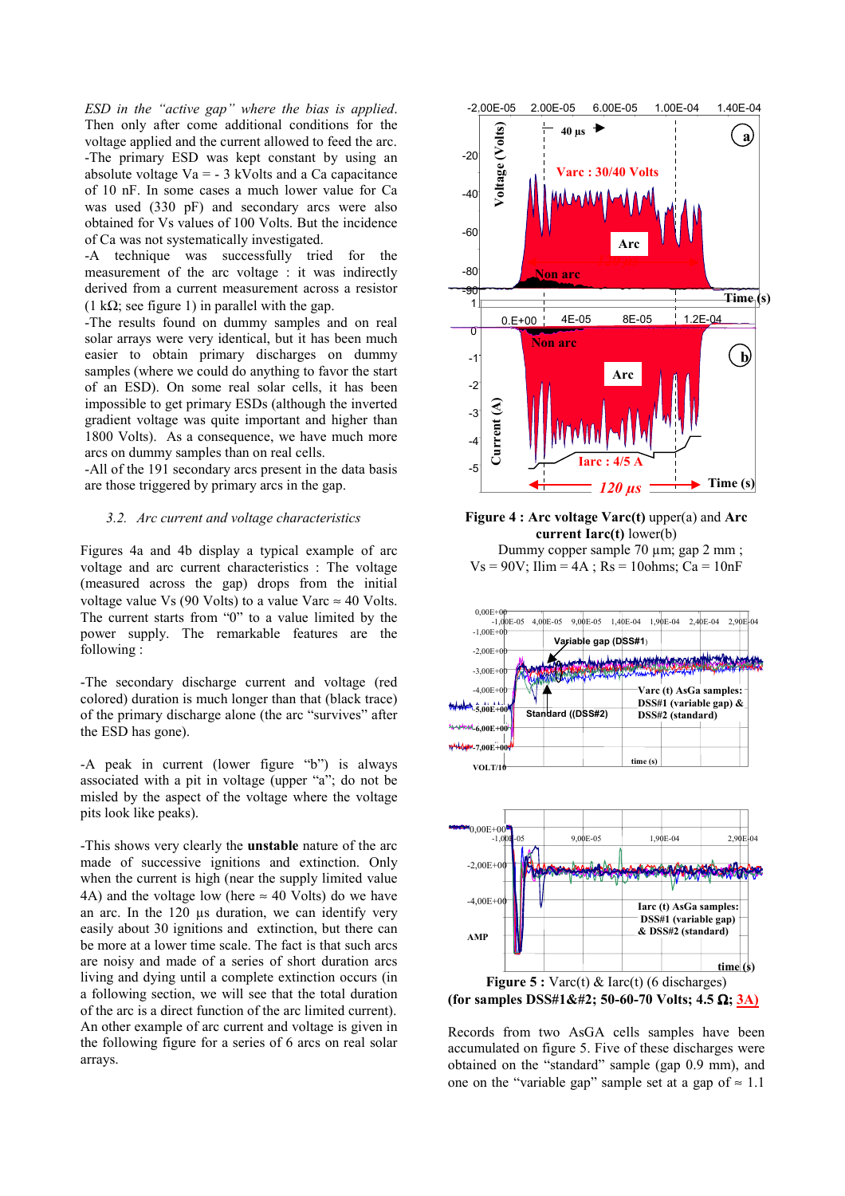*ESD in the "active gap" where the bias is applied.* Then only after come additional conditions for the voltage applied and the current allowed to feed the arc.

-The primary ESD was kept constant by using an absolute voltage Va = - 3 kVolts and a Ca capacitance of 10 nF. In some cases a much lower value for Ca was used (330 pF) and secondary arcs were also obtained for Vs values of 100 Volts. But the incidence of Ca was not systematically investigated.

-A technique was successfully tried for the measurement of the arc voltage : it was indirectly derived from a current measurement across a resistor (1 kΩ; see figure 1) in parallel with the gap.

-The results found on dummy samples and on real solar arrays were very identical, but it has been much easier to obtain primary discharges on dummy samples (where we could do anything to favor the start of an ESD). On some real solar cells, it has been impossible to get primary ESDs (although the inverted gradient voltage was quite important and higher than 1800 Volts). As a consequence, we have much more arcs on dummy samples than on real cells.

-All of the 191 secondary arcs present in the data basis are those triggered by primary arcs in the gap.

### *3.2. Arc current and voltage characteristics*

Figures 4a and 4b display a typical example of arc voltage and arc current characteristics : The voltage (measured across the gap) drops from the initial voltage value Vs (90 Volts) to a value Varc ≈ 40 Volts. The current starts from "0" to a value limited by the power supply. The remarkable features are the following :

-The secondary discharge current and voltage (red colored) duration is much longer than the (black trace) of the primary discharge alone (the arc "survives" after the ESD has gone).

-A peak in current (lower figure "b") is always associated with a pit in voltage (upper "a"; do not be misled by the aspect of the voltage where the voltage pits look like peaks).

-This shows very clearly the **unstable** nature of the arc made of successive ignitions and extinction. Only when the current is high (near the supply limited value 4A) and the voltage low (here ≈ 40 Volts) do we have an arc. In the 120 µs duration, we can identify very easily about 30 ignitions and extinction, but there can be more at a lower time scale. The fact is that such arcs are noisy and made of a series of short duration arcs living and dying until a complete extinction occurs (in a following section, we will see that the total duration of the arc is a direct function of the arc limited current). An other example of arc current and voltage is given in the following figure for a series of 6 arcs on real solar arrays.

**Figure 4 : Arc voltage Varc(t)** upper(a) and **Arc current Iarc(t)** lower(b)
Dummy copper sample 70 µm; gap 2 mm ;
Vs = 90V; Ilim = 4A ; Rs = 10ohms; Ca = 10nF

**Figure 5 :** Varc(t) & Iarc(t) (6 discharges)
**(for samples DSS#1&#2; 50-60-70 Volts; 4.5 Ω; 3A)**

Records from two AsGA cells samples have been accumulated on figure 5. Five of these discharges were obtained on the "standard" sample (gap 0.9 mm), and one on the "variable gap" sample set at a gap of ≈ 1.1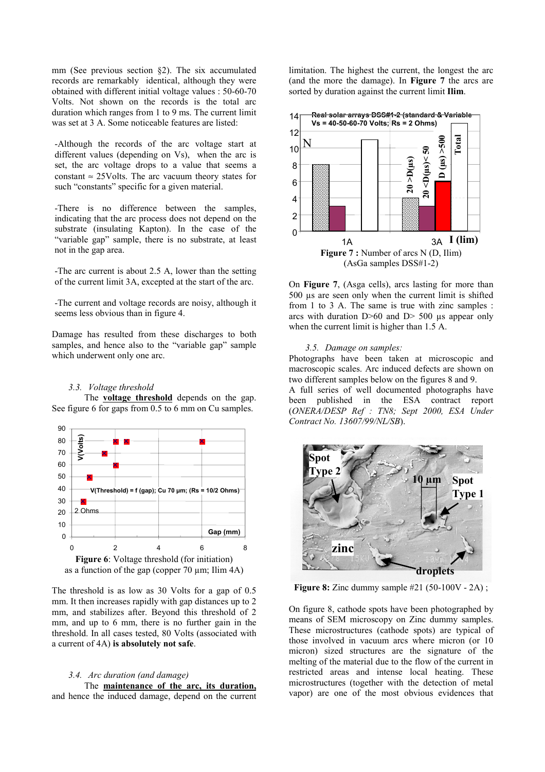mm (See previous section §2). The six accumulated records are remarkably identical, although they were obtained with different initial voltage values : 50-60-70 Volts. Not shown on the records is the total arc duration which ranges from 1 to 9 ms. The current limit was set at 3 A. Some noticeable features are listed:

-Although the records of the arc voltage start at different values (depending on Vs), when the arc is set, the arc voltage drops to a value that seems a constant ≈ 25Volts. The arc vacuum theory states for such "constants" specific for a given material.

-There is no difference between the samples, indicating that the arc process does not depend on the substrate (insulating Kapton). In the case of the "variable gap" sample, there is no substrate, at least not in the gap area.

-The arc current is about 2.5 A, lower than the setting of the current limit 3A, excepted at the start of the arc.

-The current and voltage records are noisy, although it seems less obvious than in figure 4.

Damage has resulted from these discharges to both samples, and hence also to the "variable gap" sample which underwent only one arc.

### 3.3. Voltage threshold

The **voltage threshold** depends on the gap. See figure 6 for gaps from 0.5 to 6 mm on Cu samples.

**Figure 6**: Voltage threshold (for initiation) as a function of the gap (copper 70 µm; Ilim 4A)

The threshold is as low as 30 Volts for a gap of 0.5 mm. It then increases rapidly with gap distances up to 2 mm, and stabilizes after. Beyond this threshold of 2 mm, and up to 6 mm, there is no further gain in the threshold. In all cases tested, 80 Volts (associated with a current of 4A) **is absolutely not safe**.

### 3.4. Arc duration (and damage)

The **maintenance of the arc, its duration,** and hence the induced damage, depend on the current limitation. The highest the current, the longest the arc (and the more the damage). In **Figure 7** the arcs are sorted by duration against the current limit **Ilim**.

**Figure 7 :** Number of arcs N (D, Ilim) (AsGa samples DSS#1-2)

On **Figure 7**, (Asga cells), arcs lasting for more than 500 µs are seen only when the current limit is shifted from 1 to 3 A. The same is true with zinc samples : arcs with duration D>60 and D> 500 µs appear only when the current limit is higher than 1.5 A.

### 3.5. Damage on samples:

Photographs have been taken at microscopic and macroscopic scales. Arc induced defects are shown on two different samples below on the figures 8 and 9.

A full series of well documented photographs have been published in the ESA contract report (*ONERA/DESP Ref : TN8; Sept 2000, ESA Under Contract No. 13607/99/NL/SB*).

**Figure 8:** Zinc dummy sample #21 (50-100V - 2A) ;

On figure 8, cathode spots have been photographed by means of SEM microscopy on Zinc dummy samples. These microstructures (cathode spots) are typical of those involved in vacuum arcs where micron (or 10 micron) sized structures are the signature of the melting of the material due to the flow of the current in restricted areas and intense local heating. These microstructures (together with the detection of metal vapor) are one of the most obvious evidences that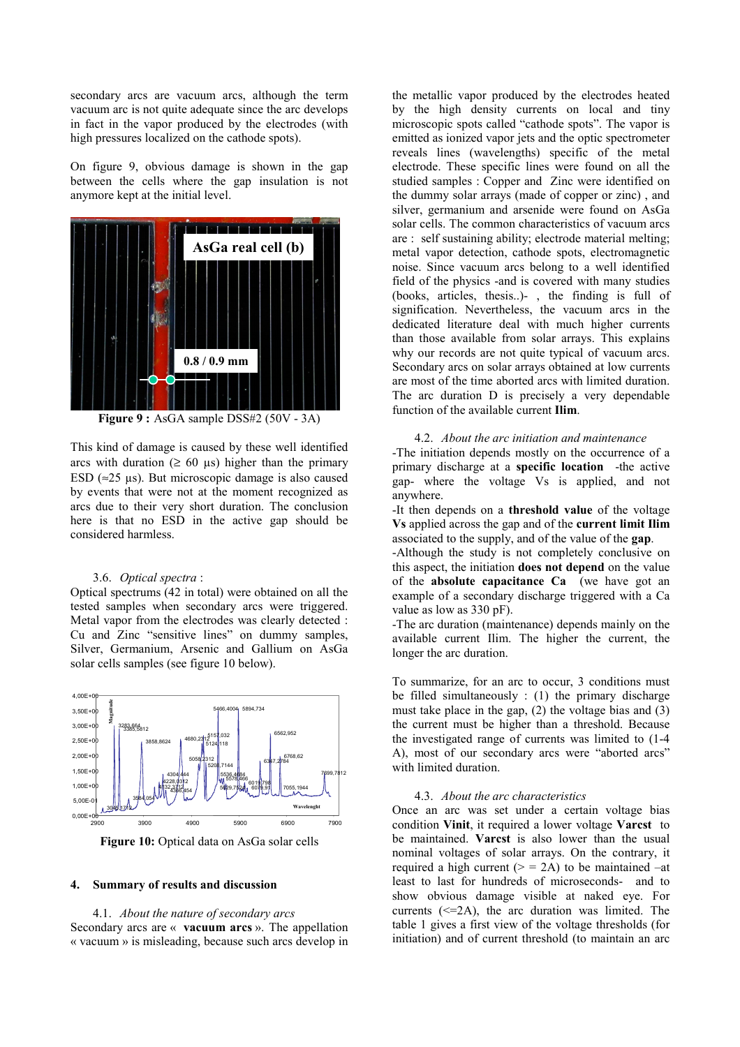secondary arcs are vacuum arcs, although the term vacuum arc is not quite adequate since the arc develops in fact in the vapor produced by the electrodes (with high pressures localized on the cathode spots).

On figure 9, obvious damage is shown in the gap between the cells where the gap insulation is not anymore kept at the initial level.

**Figure 9 :** AsGA sample DSS#2 (50V - 3A)

This kind of damage is caused by these well identified arcs with duration (≥ 60 µs) higher than the primary ESD (≈25 µs). But microscopic damage is also caused by events that were not at the moment recognized as arcs due to their very short duration. The conclusion here is that no ESD in the active gap should be considered harmless.

### 3.6. *Optical spectra* :

Optical spectrums (42 in total) were obtained on all the tested samples when secondary arcs were triggered. Metal vapor from the electrodes was clearly detected : Cu and Zinc "sensitive lines" on dummy samples, Silver, Germanium, Arsenic and Gallium on AsGa solar cells samples (see figure 10 below).

**Figure 10:** Optical data on AsGa solar cells

## 4. Summary of results and discussion

### 4.1. *About the nature of secondary arcs*

Secondary arcs are « **vacuum arcs** ». The appellation « vacuum » is misleading, because such arcs develop in the metallic vapor produced by the electrodes heated by the high density currents on local and tiny microscopic spots called "cathode spots". The vapor is emitted as ionized vapor jets and the optic spectrometer reveals lines (wavelengths) specific of the metal electrode. These specific lines were found on all the studied samples : Copper and Zinc were identified on the dummy solar arrays (made of copper or zinc) , and silver, germanium and arsenide were found on AsGa solar cells. The common characteristics of vacuum arcs are : self sustaining ability; electrode material melting; metal vapor detection, cathode spots, electromagnetic noise. Since vacuum arcs belong to a well identified field of the physics -and is covered with many studies (books, articles, thesis..)- , the finding is full of signification. Nevertheless, the vacuum arcs in the dedicated literature deal with much higher currents than those available from solar arrays. This explains why our records are not quite typical of vacuum arcs. Secondary arcs on solar arrays obtained at low currents are most of the time aborted arcs with limited duration. The arc duration D is precisely a very dependable function of the available current **Ilim**.

### 4.2. *About the arc initiation and maintenance*

-The initiation depends mostly on the occurrence of a primary discharge at a **specific location** -the active gap- where the voltage Vs is applied, and not anywhere.

-It then depends on a **threshold value** of the voltage **Vs** applied across the gap and of the **current limit Ilim** associated to the supply, and of the value of the **gap**.

-Although the study is not completely conclusive on this aspect, the initiation **does not depend** on the value of the **absolute capacitance Ca** (we have got an example of a secondary discharge triggered with a Ca value as low as 330 pF).

-The arc duration (maintenance) depends mainly on the available current Ilim. The higher the current, the longer the arc duration.

To summarize, for an arc to occur, 3 conditions must be filled simultaneously : (1) the primary discharge must take place in the gap, (2) the voltage bias and (3) the current must be higher than a threshold. Because the investigated range of currents was limited to (1-4 A), most of our secondary arcs were "aborted arcs" with limited duration.

### 4.3. *About the arc characteristics*

Once an arc was set under a certain voltage bias condition **Vinit**, it required a lower voltage **Varcst** to be maintained. **Varcst** is also lower than the usual nominal voltages of solar arrays. On the contrary, it required a high current (> = 2A) to be maintained –at least to last for hundreds of microseconds- and to show obvious damage visible at naked eye. For currents (<=2A), the arc duration was limited. The table 1 gives a first view of the voltage thresholds (for initiation) and of current threshold (to maintain an arc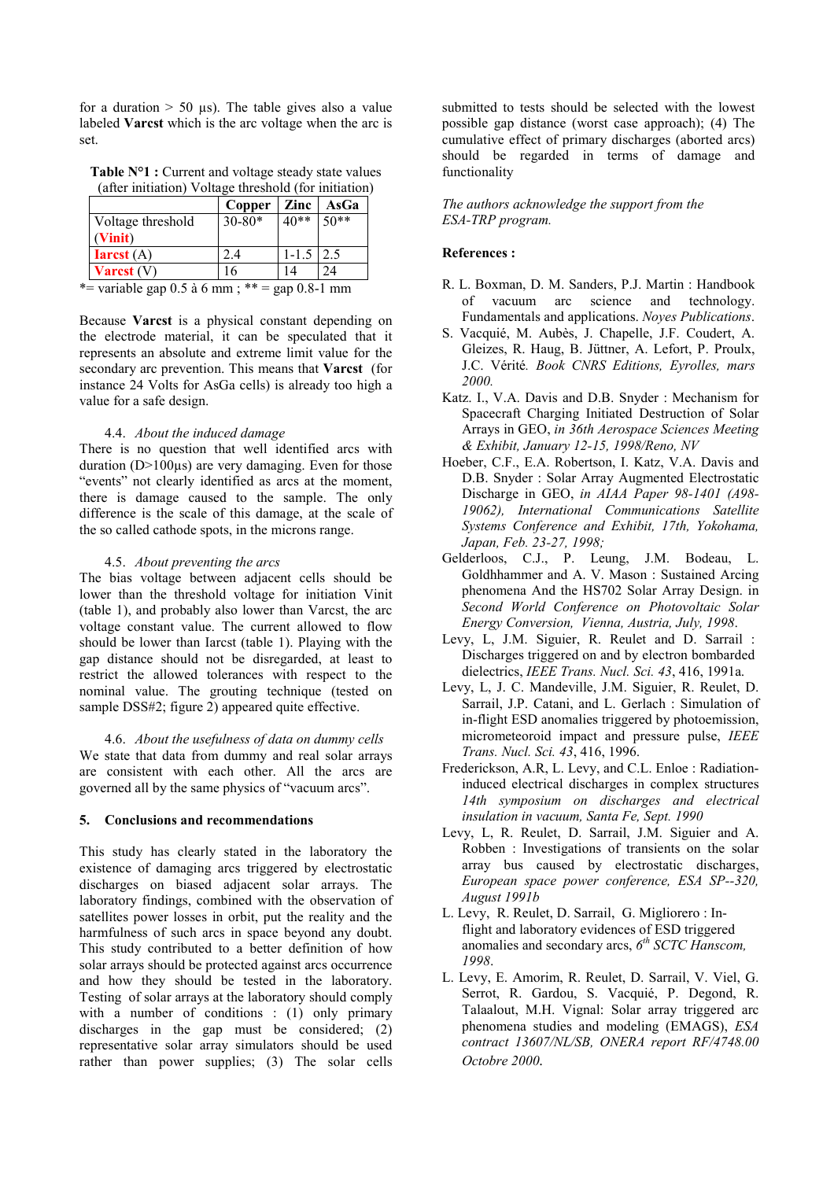for a duration > 50 µs). The table gives also a value labeled **Varcst** which is the arc voltage when the arc is set.

**Table N°1 :** Current and voltage steady state values (after initiation) Voltage threshold (for initiation)

| | Copper | Zinc | AsGa |
|---|---|---|---|
| Voltage threshold (**Vinit**) | 30-80* | 40** | 50** |
| **Iarcst** (A) | 2.4 | 1-1.5 | 2.5 |
| **Varcst** (V) | 16 | 14 | 24 |

*= variable gap 0.5 à 6 mm ; ** = gap 0.8-1 mm

Because **Varcst** is a physical constant depending on the electrode material, it can be speculated that it represents an absolute and extreme limit value for the secondary arc prevention. This means that **Varcst** (for instance 24 Volts for AsGa cells) is already too high a value for a safe design.

### 4.4. *About the induced damage*

There is no question that well identified arcs with duration (D>100µs) are very damaging. Even for those "events" not clearly identified as arcs at the moment, there is damage caused to the sample. The only difference is the scale of this damage, at the scale of the so called cathode spots, in the microns range.

### 4.5. *About preventing the arcs*

The bias voltage between adjacent cells should be lower than the threshold voltage for initiation Vinit (table 1), and probably also lower than Varcst, the arc voltage constant value. The current allowed to flow should be lower than Iarcst (table 1). Playing with the gap distance should not be disregarded, at least to restrict the allowed tolerances with respect to the nominal value. The grouting technique (tested on sample DSS#2; figure 2) appeared quite effective.

### 4.6. *About the usefulness of data on dummy cells*

We state that data from dummy and real solar arrays are consistent with each other. All the arcs are governed all by the same physics of "vacuum arcs".

## 5. Conclusions and recommendations

This study has clearly stated in the laboratory the existence of damaging arcs triggered by electrostatic discharges on biased adjacent solar arrays. The laboratory findings, combined with the observation of satellites power losses in orbit, put the reality and the harmfulness of such arcs in space beyond any doubt. This study contributed to a better definition of how solar arrays should be protected against arcs occurrence and how they should be tested in the laboratory. Testing of solar arrays at the laboratory should comply with a number of conditions : (1) only primary discharges in the gap must be considered; (2) representative solar array simulators should be used rather than power supplies; (3) The solar cells submitted to tests should be selected with the lowest possible gap distance (worst case approach); (4) The cumulative effect of primary discharges (aborted arcs) should be regarded in terms of damage and functionality

*The authors acknowledge the support from the ESA-TRP program.*

**References :**

R. L. Boxman, D. M. Sanders, P.J. Martin : Handbook of vacuum arc science and technology. Fundamentals and applications. *Noyes Publications*.

S. Vacquié, M. Aubès, J. Chapelle, J.F. Coudert, A. Gleizes, R. Haug, B. Jüttner, A. Lefort, P. Proulx, J.C. Vérité. *Book CNRS Editions, Eyrolles, mars 2000.*

Katz. I., V.A. Davis and D.B. Snyder : Mechanism for Spacecraft Charging Initiated Destruction of Solar Arrays in GEO, *in 36th Aerospace Sciences Meeting & Exhibit, January 12-15, 1998/Reno, NV*

Hoeber, C.F., E.A. Robertson, I. Katz, V.A. Davis and D.B. Snyder : Solar Array Augmented Electrostatic Discharge in GEO, *in AIAA Paper 98-1401 (A98-19062), International Communications Satellite Systems Conference and Exhibit, 17th, Yokohama, Japan, Feb. 23-27, 1998;*

Gelderloos, C.J., P. Leung, J.M. Bodeau, L. Goldhhammer and A. V. Mason : Sustained Arcing phenomena And the HS702 Solar Array Design. in *Second World Conference on Photovoltaic Solar Energy Conversion, Vienna, Austria, July, 1998*.

Levy, L, J.M. Siguier, R. Reulet and D. Sarrail : Discharges triggered on and by electron bombarded dielectrics, *IEEE Trans. Nucl. Sci. 43*, 416, 1991a.

Levy, L, J. C. Mandeville, J.M. Siguier, R. Reulet, D. Sarrail, J.P. Catani, and L. Gerlach : Simulation of in-flight ESD anomalies triggered by photoemission, micrometeoroid impact and pressure pulse, *IEEE Trans. Nucl. Sci. 43*, 416, 1996.

Frederickson, A.R, L. Levy, and C.L. Enloe : Radiation-induced electrical discharges in complex structures *14th symposium on discharges and electrical insulation in vacuum, Santa Fe, Sept. 1990*

Levy, L, R. Reulet, D. Sarrail, J.M. Siguier and A. Robben : Investigations of transients on the solar array bus caused by electrostatic discharges, *European space power conference, ESA SP--320, August 1991b*

L. Levy, R. Reulet, D. Sarrail, G. Migliorero : In-flight and laboratory evidences of ESD triggered anomalies and secondary arcs, *6th SCTC Hanscom, 1998*.

L. Levy, E. Amorim, R. Reulet, D. Sarrail, V. Viel, G. Serrot, R. Gardou, S. Vacquié, P. Degond, R. Talaalout, M.H. Vignal: Solar array triggered arc phenomena studies and modeling (EMAGS), *ESA contract 13607/NL/SB, ONERA report RF/4748.00 Octobre 2000.*